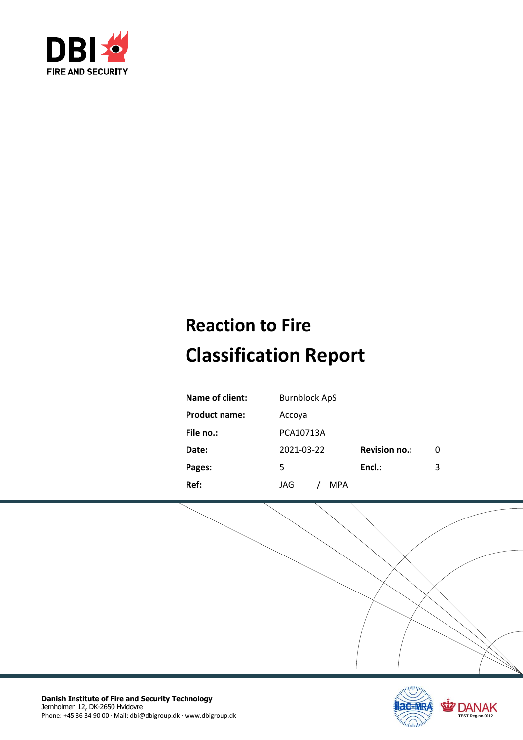DBI FIRE AND SECURITY

# Reaction to Fire Classification Report

| | | | |
|---|---|---|---|
| **Name of client:** | Burnblock ApS | | |
| **Product name:** | Accoya | | |
| **File no.:** | PCA10713A | | |
| **Date:** | 2021-03-22 | **Revision no.:** | 0 |
| **Pages:** | 5 | **Encl.:** | 3 |
| **Ref:** | JAG / MPA | | |

**Danish Institute of Fire and Security Technology**
Jernholmen 12, DK-2650 Hvidovre
Phone: +45 36 34 90 00 · Mail: dbi@dbigroup.dk · www.dbigroup.dk

ilac-MRA DANAK TEST Reg.no.0012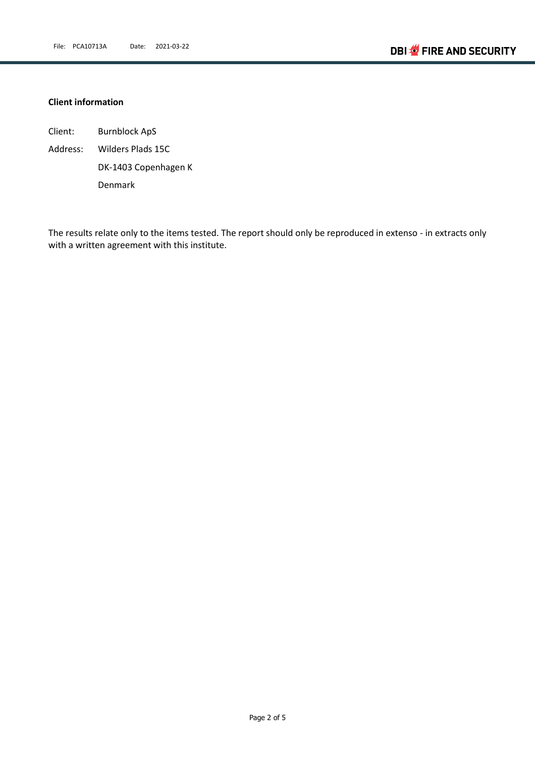**Client information**

Client: Burnblock ApS

Address: Wilders Plads 15C

DK-1403 Copenhagen K

Denmark

The results relate only to the items tested. The report should only be reproduced in extenso - in extracts only with a written agreement with this institute.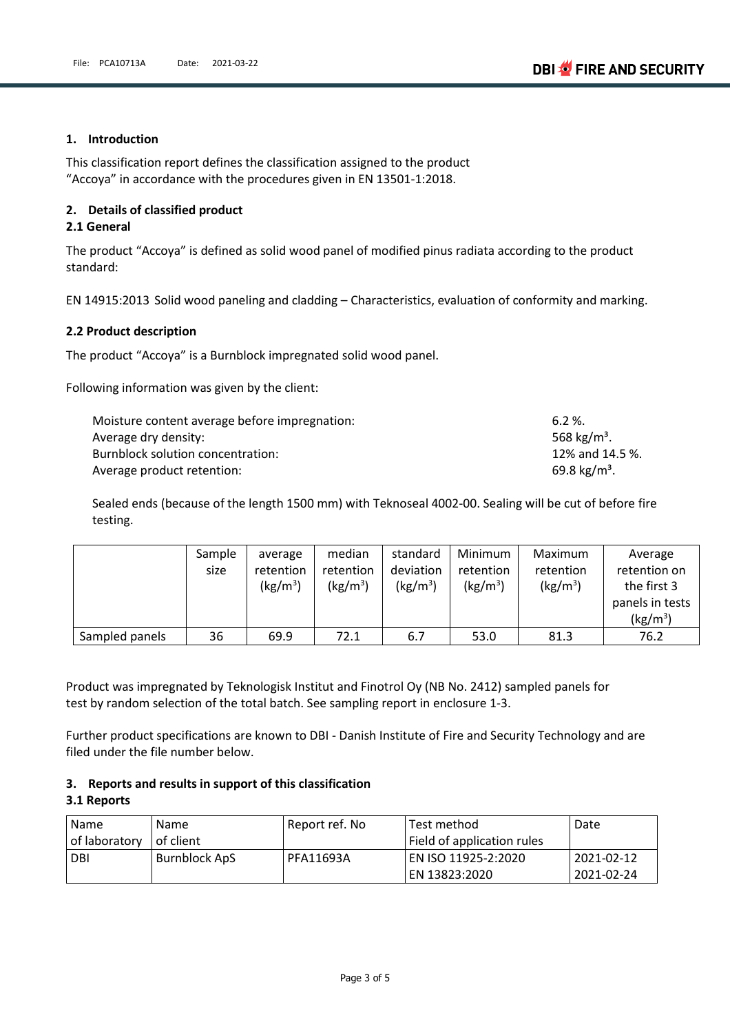## 1. Introduction

This classification report defines the classification assigned to the product "Accoya" in accordance with the procedures given in EN 13501-1:2018.

## 2. Details of classified product

### 2.1 General

The product "Accoya" is defined as solid wood panel of modified pinus radiata according to the product standard:

EN 14915:2013 Solid wood paneling and cladding – Characteristics, evaluation of conformity and marking.

### 2.2 Product description

The product "Accoya" is a Burnblock impregnated solid wood panel.

Following information was given by the client:

| | |
|---|---|
| Moisture content average before impregnation: | 6.2 %. |
| Average dry density: | 568 kg/m³. |
| Burnblock solution concentration: | 12% and 14.5 %. |
| Average product retention: | 69.8 kg/m³. |

Sealed ends (because of the length 1500 mm) with Teknoseal 4002-00. Sealing will be cut of before fire testing.

| | Sample size | average retention (kg/m$^3$) | median retention (kg/m$^3$) | standard deviation (kg/m$^3$) | Minimum retention (kg/m$^3$) | Maximum retention (kg/m$^3$) | Average retention on the first 3 panels in tests (kg/m$^3$) |
|---|---|---|---|---|---|---|---|
| Sampled panels | 36 | 69.9 | 72.1 | 6.7 | 53.0 | 81.3 | 76.2 |

Product was impregnated by Teknologisk Institut and Finotrol Oy (NB No. 2412) sampled panels for test by random selection of the total batch. See sampling report in enclosure 1-3.

Further product specifications are known to DBI - Danish Institute of Fire and Security Technology and are filed under the file number below.

## 3. Reports and results in support of this classification

### 3.1 Reports

| Name of laboratory | Name of client | Report ref. No | Test method Field of application rules | Date |
|---|---|---|---|---|
| DBI | Burnblock ApS | PFA11693A | EN ISO 11925-2:2020<br>EN 13823:2020 | 2021-02-12<br>2021-02-24 |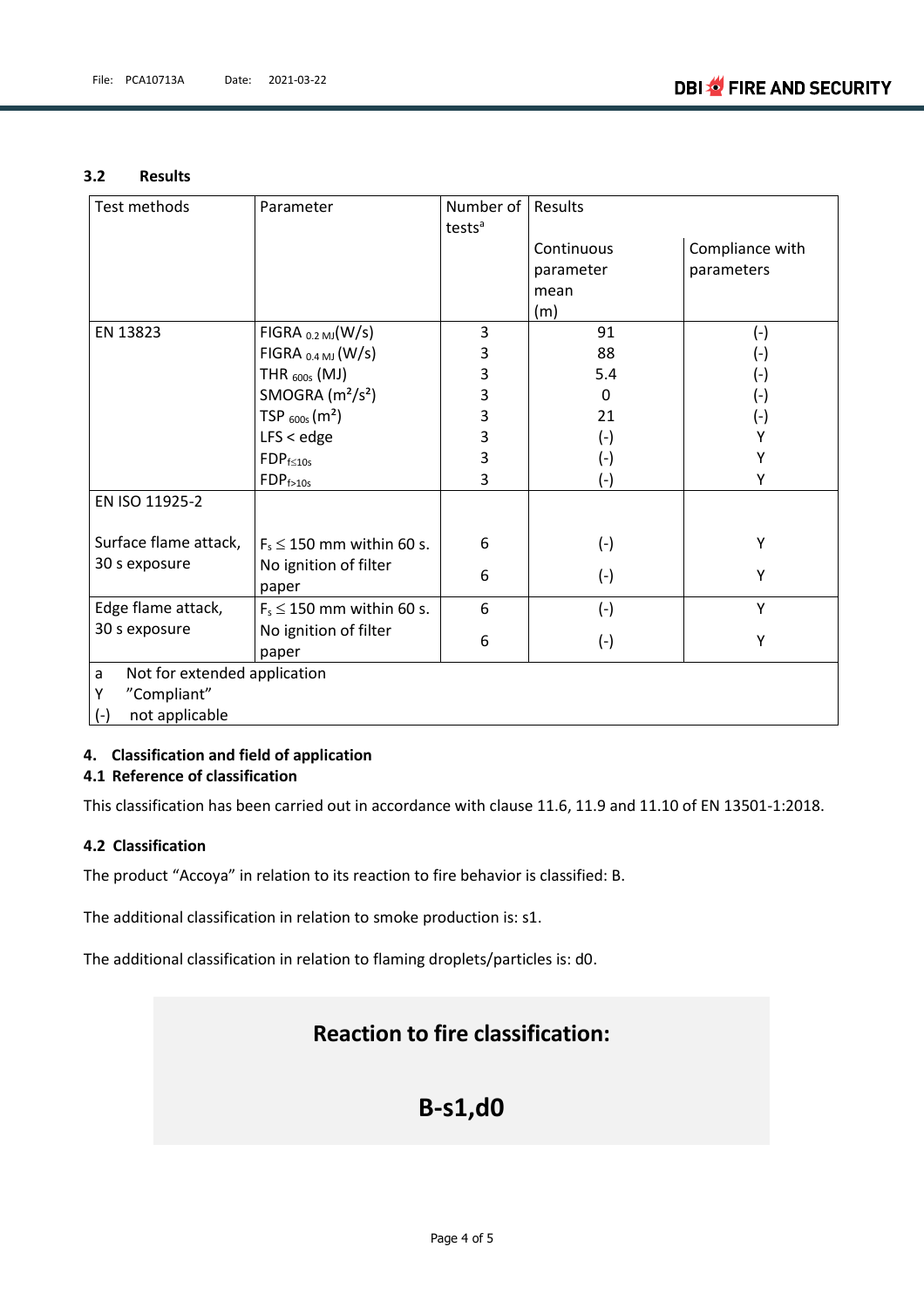### 3.2 Results

| Test methods | Parameter | Number of tests[a] | Results | |
|---|---|---|---|---|
| | | | Continuous parameter mean (m) | Compliance with parameters |
| EN 13823 | FIGRA $_{0.2\,MJ}$(W/s) | 3 | 91 | (-) |
| | FIGRA $_{0.4\,MJ}$ (W/s) | 3 | 88 | (-) |
| | THR $_{600s}$ (MJ) | 3 | 5.4 | (-) |
| | SMOGRA ($m^2/s^2$) | 3 | 0 | (-) |
| | TSP $_{600s}$ ($m^2$) | 3 | 21 | (-) |
| | LFS < edge | 3 | (-) | Y |
| | $FDP_{f\leq10s}$ | 3 | (-) | Y |
| | $FDP_{f>10s}$ | 3 | (-) | Y |
| EN ISO 11925-2 | | | | |
| Surface flame attack, 30 s exposure | $F_s \leq 150$ mm within 60 s. | 6 | (-) | Y |
| | No ignition of filter paper | 6 | (-) | Y |
| Edge flame attack, 30 s exposure | $F_s \leq 150$ mm within 60 s. | 6 | (-) | Y |
| | No ignition of filter paper | 6 | (-) | Y |

a Not for extended application
Y "Compliant"
(-) not applicable

## 4. Classification and field of application

### 4.1 Reference of classification

This classification has been carried out in accordance with clause 11.6, 11.9 and 11.10 of EN 13501-1:2018.

### 4.2 Classification

The product "Accoya" in relation to its reaction to fire behavior is classified: B.

The additional classification in relation to smoke production is: s1.

The additional classification in relation to flaming droplets/particles is: d0.

**Reaction to fire classification:**

**B-s1,d0**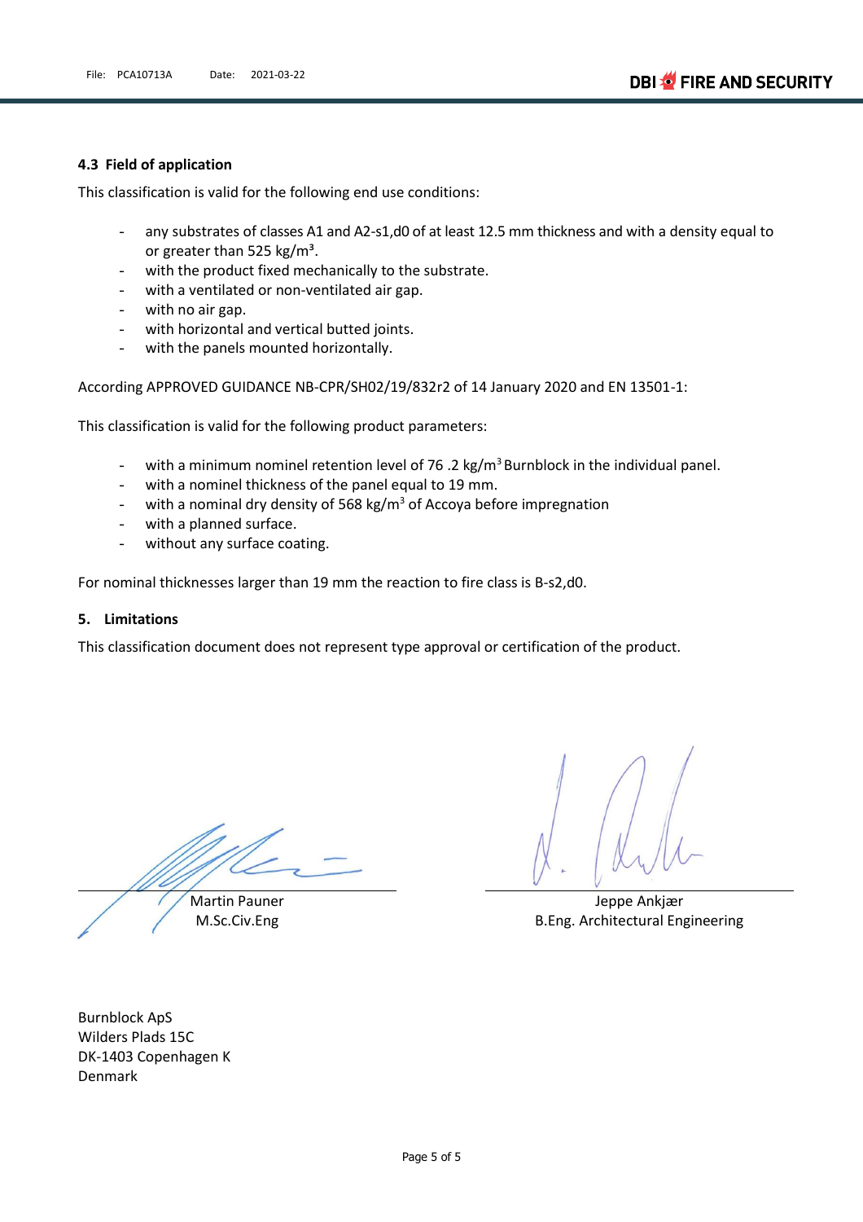### 4.3 Field of application

This classification is valid for the following end use conditions:

- any substrates of classes A1 and A2-s1,d0 of at least 12.5 mm thickness and with a density equal to or greater than 525 kg/m³.
- with the product fixed mechanically to the substrate.
- with a ventilated or non-ventilated air gap.
- with no air gap.
- with horizontal and vertical butted joints.
- with the panels mounted horizontally.

According APPROVED GUIDANCE NB-CPR/SH02/19/832r2 of 14 January 2020 and EN 13501-1:

This classification is valid for the following product parameters:

- with a minimum nominel retention level of 76 .2 kg/m³ Burnblock in the individual panel.
- with a nominel thickness of the panel equal to 19 mm.
- with a nominal dry density of 568 kg/m³ of Accoya before impregnation
- with a planned surface.
- without any surface coating.

For nominal thicknesses larger than 19 mm the reaction to fire class is B-s2,d0.

## 5. Limitations

This classification document does not represent type approval or certification of the product.

Martin Pauner
M.Sc.Civ.Eng

Jeppe Ankjær
B.Eng. Architectural Engineering

Burnblock ApS
Wilders Plads 15C
DK-1403 Copenhagen K
Denmark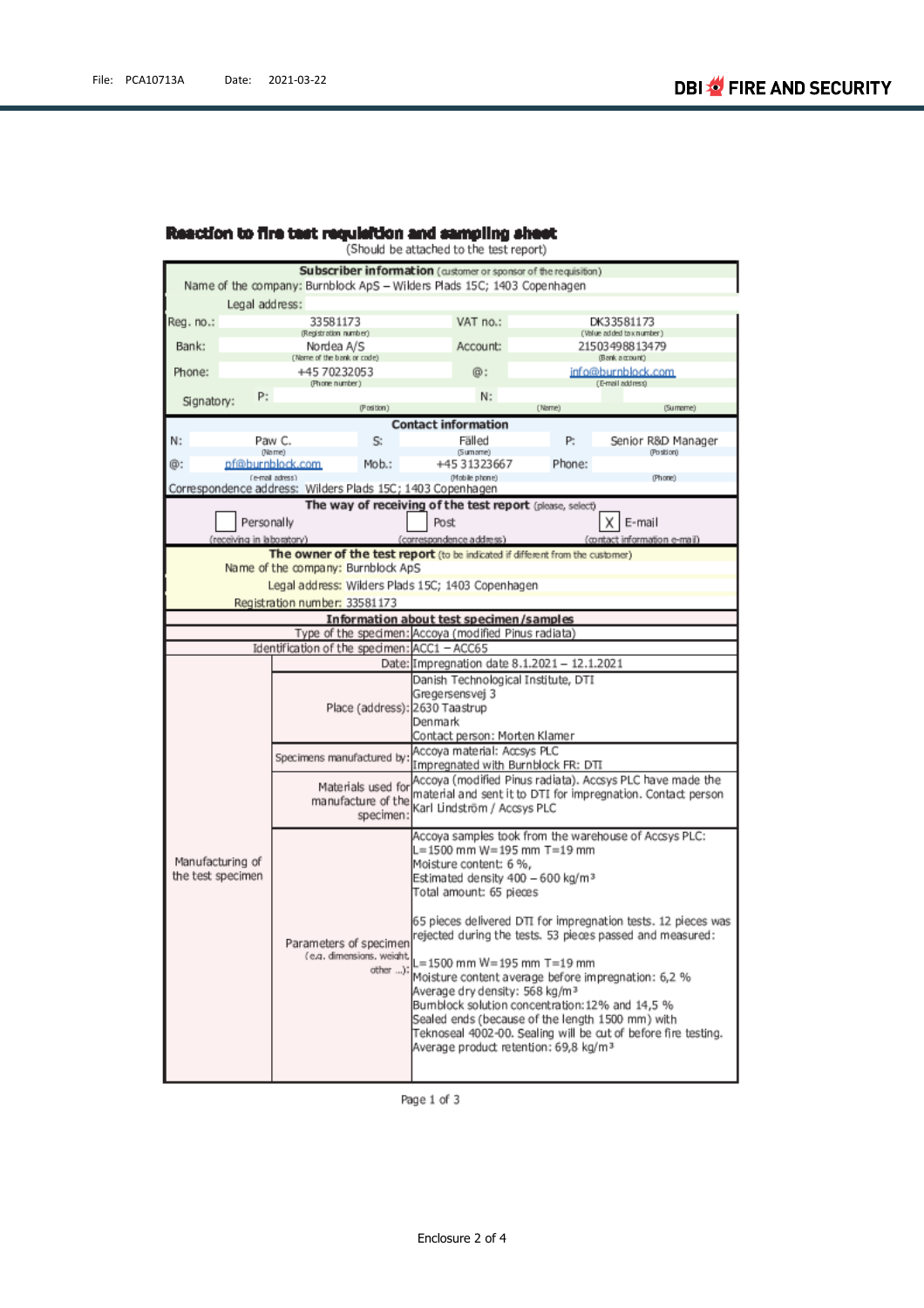## Reaction to fire test requisition and sampling sheet

(Should be attached to the test report)

| **Subscriber information** (customer or sponsor of the requisition) | | | |
|---|---|---|---|
| Name of the company: Burnblock ApS – Wilders Plads 15C; 1403 Copenhagen | | | |
| Legal address: | | | |
| Reg. no.: | 33581173 (Registration number) | VAT no.: | DK33581173 (Value added tax number) |
| Bank: | Nordea A/S (Name of the bank or code) | Account: | 21503498813479 (Bank account) |
| Phone: | +45 70232053 (Phone number) | @: | info@burnblock.com (E-mail address) |
| Signatory: | P: (Position) | N: | (Name) (Surname) |

| **Contact information** | | | | | |
|---|---|---|---|---|---|
| N: | Paw C. (Name) | S: | Fälled (Surname) | P: | Senior R&D Manager (Position) |
| @: | pf@burnblock.com (e-mail adress) | Mob.: | +45 31323667 (Mobile phone) | Phone: | (Phone) |
| Correspondence address: Wilders Plads 15C; 1403 Copenhagen | | | | | |

| **The way of receiving of the test report** (please, select) | | |
|---|---|---|
| ☐ Personally (receiving in laboratory) | ☐ Post (correspondence address) | ☒ E-mail (contact information e-mail) |

| **The owner of the test report** (to be indicated if different from the customer) |
|---|
| Name of the company: Burnblock ApS |
| Legal address: Wilders Plads 15C; 1403 Copenhagen |
| Registration number: 33581173 |

| **Information about test specimen/samples** | | |
|---|---|---|
| | Type of the specimen: | Accoya (modified Pinus radiata) |
| | Identification of the specimen: | ACC1 – ACC65 |
| Manufacturing of the test specimen | Date: | Impregnation date 8.1.2021 – 12.1.2021 |
| | Place (address): | Danish Technological Institute, DTI<br>Gregersensvej 3<br>2630 Taastrup<br>Denmark<br>Contact person: Morten Klamer |
| | Specimens manufactured by: | Accoya material: Accsys PLC<br>Impregnated with Burnblock FR: DTI |
| | Materials used for manufacture of the specimen: | Accoya (modified Pinus radiata). Accsys PLC have made the material and sent it to DTI for impregnation. Contact person Karl Lindström / Accsys PLC |
| | Parameters of specimen (e.g. dimensions, weight, other ...): | Accoya samples took from the warehouse of Accsys PLC:<br>L=1500 mm W=195 mm T=19 mm<br>Moisture content: 6 %,<br>Estimated density 400 – 600 kg/m³<br>Total amount: 65 pieces<br><br>65 pieces delivered DTI for impregnation tests. 12 pieces was rejected during the tests. 53 pieces passed and measured:<br><br>L=1500 mm W=195 mm T=19 mm<br>Moisture content average before impregnation: 6,2 %<br>Average dry density: 568 kg/m³<br>Burnblock solution concentration:12% and 14,5 %<br>Sealed ends (because of the length 1500 mm) with Teknoseal 4002-00. Sealing will be cut of before fire testing.<br>Average product retention: 69,8 kg/m³ |

Enclosure 2 of 4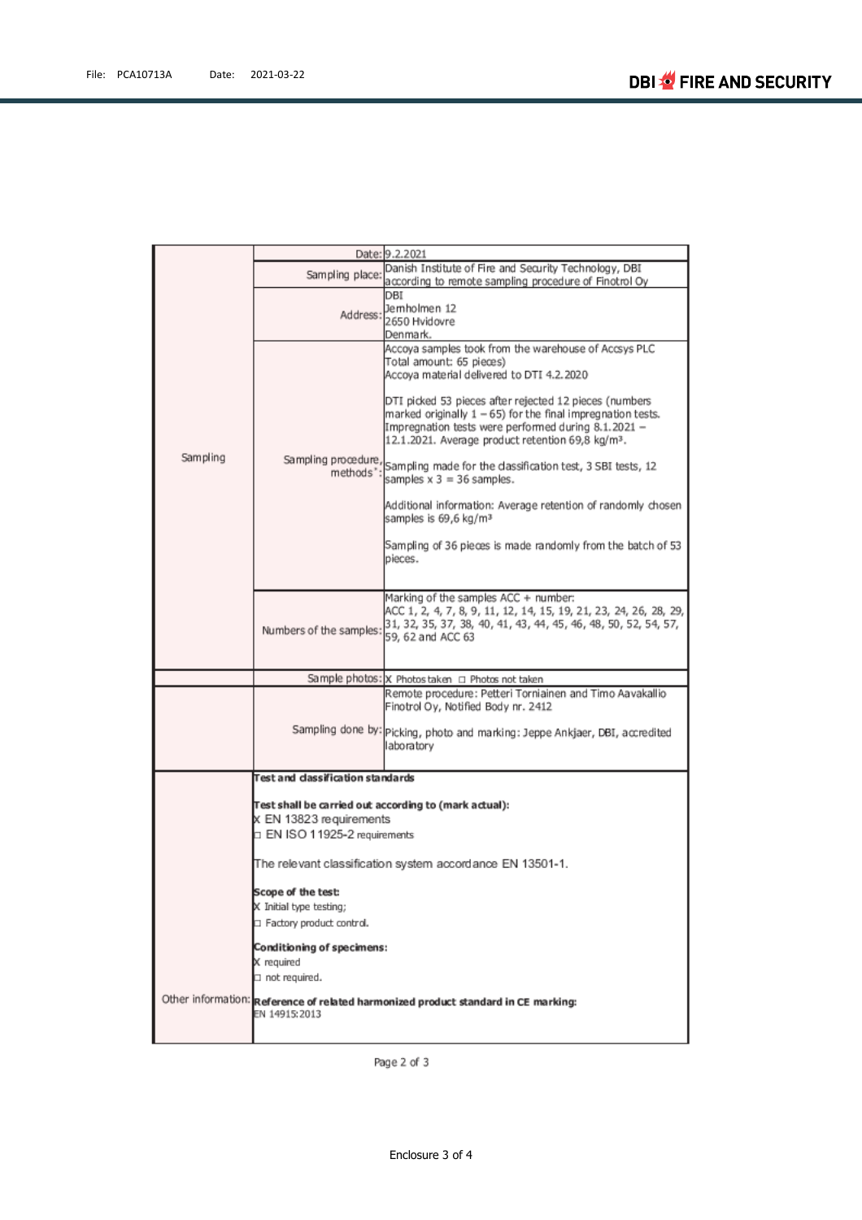| | | |
|---|---|---|
| Sampling | Date: | 9.2.2021 |
| | Sampling place: | Danish Institute of Fire and Security Technology, DBI according to remote sampling procedure of Finotrol Oy |
| | Address: | DBI<br>Jernholmen 12<br>2650 Hvidovre<br>Denmark. |
| | Sampling procedure, methods*: | Accoya samples took from the warehouse of Accsys PLC<br>Total amount: 65 pieces)<br>Accoya material delivered to DTI 4.2.2020<br><br>DTI picked 53 pieces after rejected 12 pieces (numbers marked originally 1 – 65) for the final impregnation tests. Impregnation tests were performed during 8.1.2021 – 12.1.2021. Average product retention 69,8 kg/m³.<br><br>Sampling made for the classification test, 3 SBI tests, 12 samples x 3 = 36 samples.<br><br>Additional information: Average retention of randomly chosen samples is 69,6 kg/m³<br><br>Sampling of 36 pieces is made randomly from the batch of 53 pieces. |
| | Numbers of the samples: | Marking of the samples ACC + number:<br>ACC 1, 2, 4, 7, 8, 9, 11, 12, 14, 15, 19, 21, 23, 24, 26, 28, 29, 31, 32, 35, 37, 38, 40, 41, 43, 44, 45, 46, 48, 50, 52, 54, 57, 59, 62 and ACC 63 |
| | Sample photos: | X Photos taken ☐ Photos not taken |
| | Sampling done by: | Remote procedure: Petteri Torniainen and Timo Aavakallio Finotrol Oy, Notified Body nr. 2412<br><br>Picking, photo and marking: Jeppe Ankjaer, DBI, accredited laboratory |
| Other information: | **Test and classification standards**<br><br>**Test shall be carried out according to (mark actual):**<br>X EN 13823 requirements<br>☐ EN ISO 11925-2 requirements<br><br>The relevant classification system accordance EN 13501-1.<br><br>**Scope of the test:**<br>X Initial type testing;<br>☐ Factory product control.<br><br>**Conditioning of specimens:**<br>X required<br>☐ not required.<br><br>**Reference of related harmonized product standard in CE marking:**<br>EN 14915:2013 | |

Enclosure 3 of 4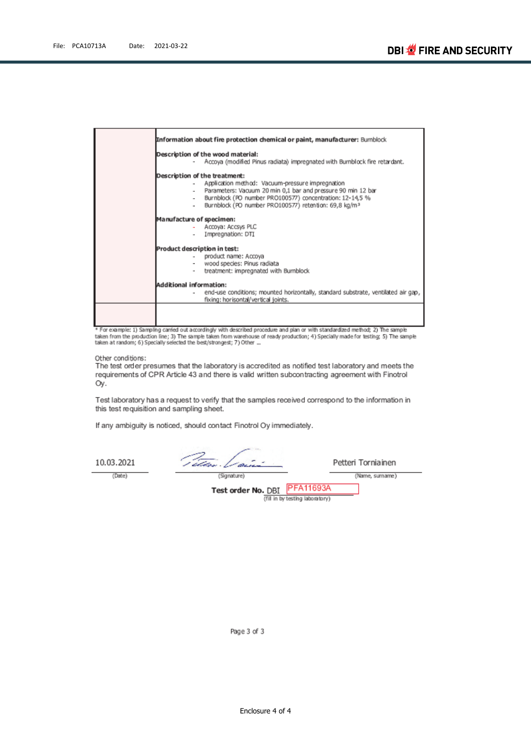| | |
|---|---|
| | **Information about fire protection chemical or paint, manufacturer:** Burnblock<br><br>**Description of the wood material:**<br>- Accoya (modified Pinus radiata) impregnated with Burnblock fire retardant.<br><br>**Description of the treatment:**<br>- Application method: Vacuum-pressure impregnation<br>- Parameters: Vacuum 20 min 0,1 bar and pressure 90 min 12 bar<br>- Burnblock (PO number PRO100577) concentration: 12-14,5 %<br>- Burnblock (PO number PRO100577) retention: 69,8 kg/m³<br><br>**Manufacture of specimen:**<br>- Accoya: Accsys PLC<br>- Impregnation: DTI<br><br>**Product description in test:**<br>- product name: Accoya<br>- wood species: Pinus radiata<br>- treatment: impregnated with Burnblock<br><br>**Additional information:**<br>- end-use conditions; mounted horizontally, standard substrate, ventilated air gap, fixing: horisontal/vertical joints. |
| | |

\* For example: 1) Sampling carried out accordingly with described procedure and plan or with standardized method; 2) The sample taken from the production line; 3) The sample taken from warehouse of ready production; 4) Specially made for testing; 5) The sample taken at random; 6) Specially selected the best/strongest; 7) Other ...

Other conditions:
The test order presumes that the laboratory is accredited as notified test laboratory and meets the requirements of CPR Article 43 and there is valid written subcontracting agreement with Finotrol Oy.

Test laboratory has a request to verify that the samples received correspond to the information in this test requisition and sampling sheet.

If any ambiguity is noticed, should contact Finotrol Oy immediately.

| 10.03.2021 | [Signature] | Petteri Torniainen |
|---|---|---|
| (Date) | (Signature) | (Name, surname) |

**Test order No.** DBI PFA11693A
(fill in by testing laboratory)

Enclosure 4 of 4